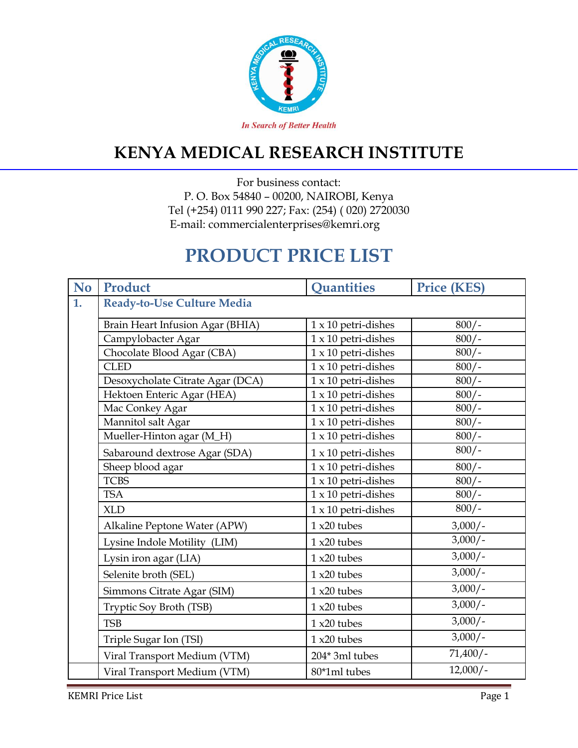In Search of Better Health

# KENYA MEDICAL RESEARCH INSTITUTE

For business contact:
P. O. Box 54840 – 00200, NAIROBI, Kenya
Tel (+254) 0111 990 227; Fax: (254) ( 020) 2720030
E-mail: commercialenterprises@kemri.org

# PRODUCT PRICE LIST

| No | Product | Quantities | Price (KES) |
|---|---|---|---|
| 1. | **Ready-to-Use Culture Media** | | |
| | Brain Heart Infusion Agar (BHIA) | 1 x 10 petri-dishes | 800/- |
| | Campylobacter Agar | 1 x 10 petri-dishes | 800/- |
| | Chocolate Blood Agar (CBA) | 1 x 10 petri-dishes | 800/- |
| | CLED | 1 x 10 petri-dishes | 800/- |
| | Desoxycholate Citrate Agar (DCA) | 1 x 10 petri-dishes | 800/- |
| | Hektoen Enteric Agar (HEA) | 1 x 10 petri-dishes | 800/- |
| | Mac Conkey Agar | 1 x 10 petri-dishes | 800/- |
| | Mannitol salt Agar | 1 x 10 petri-dishes | 800/- |
| | Mueller-Hinton agar (M_H) | 1 x 10 petri-dishes | 800/- |
| | Sabaround dextrose Agar (SDA) | 1 x 10 petri-dishes | 800/- |
| | Sheep blood agar | 1 x 10 petri-dishes | 800/- |
| | TCBS | 1 x 10 petri-dishes | 800/- |
| | TSA | 1 x 10 petri-dishes | 800/- |
| | XLD | 1 x 10 petri-dishes | 800/- |
| | Alkaline Peptone Water (APW) | 1 x20 tubes | 3,000/- |
| | Lysine Indole Motility (LIM) | 1 x20 tubes | 3,000/- |
| | Lysin iron agar (LIA) | 1 x20 tubes | 3,000/- |
| | Selenite broth (SEL) | 1 x20 tubes | 3,000/- |
| | Simmons Citrate Agar (SIM) | 1 x20 tubes | 3,000/- |
| | Tryptic Soy Broth (TSB) | 1 x20 tubes | 3,000/- |
| | TSB | 1 x20 tubes | 3,000/- |
| | Triple Sugar Ion (TSI) | 1 x20 tubes | 3,000/- |
| | Viral Transport Medium (VTM) | 204* 3ml tubes | 71,400/- |
| | Viral Transport Medium (VTM) | 80*1ml tubes | 12,000/- |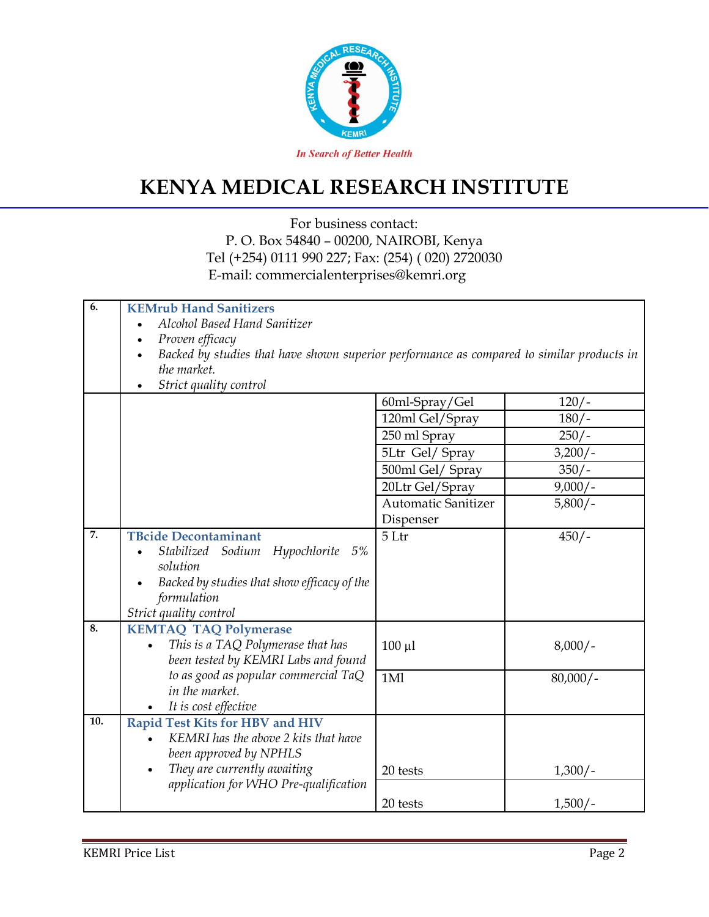In Search of Better Health

# KENYA MEDICAL RESEARCH INSTITUTE

For business contact:
P. O. Box 54840 – 00200, NAIROBI, Kenya
Tel (+254) 0111 990 227; Fax: (254) ( 020) 2720030
E-mail: commercialenterprises@kemri.org

| No. | Product | Pack Size | Price |
|---|---|---|---|
| 6. | **KEMrub Hand Sanitizers**<br>• *Alcohol Based Hand Sanitizer*<br>• *Proven efficacy*<br>• *Backed by studies that have shown superior performance as compared to similar products in the market.*<br>• *Strict quality control* | | |
| | | 60ml-Spray/Gel | 120/- |
| | | 120ml Gel/Spray | 180/- |
| | | 250 ml Spray | 250/- |
| | | 5Ltr Gel/ Spray | 3,200/- |
| | | 500ml Gel/ Spray | 350/- |
| | | 20Ltr Gel/Spray | 9,000/- |
| | | Automatic Sanitizer Dispenser | 5,800/- |
| 7. | **TBcide Decontaminant**<br>• *Stabilized Sodium Hypochlorite 5% solution*<br>• *Backed by studies that show efficacy of the formulation*<br>*Strict quality control* | 5 Ltr | 450/- |
| 8. | **KEMTAQ TAQ Polymerase**<br>• *This is a TAQ Polymerase that has been tested by KEMRI Labs and found to as good as popular commercial TaQ in the market.*<br>• *It is cost effective* | 100 µl | 8,000/- |
| | | 1Ml | 80,000/- |
| 10. | **Rapid Test Kits for HBV and HIV**<br>• *KEMRI has the above 2 kits that have been approved by NPHLS*<br>• *They are currently awaiting application for WHO Pre-qualification* | 20 tests | 1,300/- |
| | | 20 tests | 1,500/- |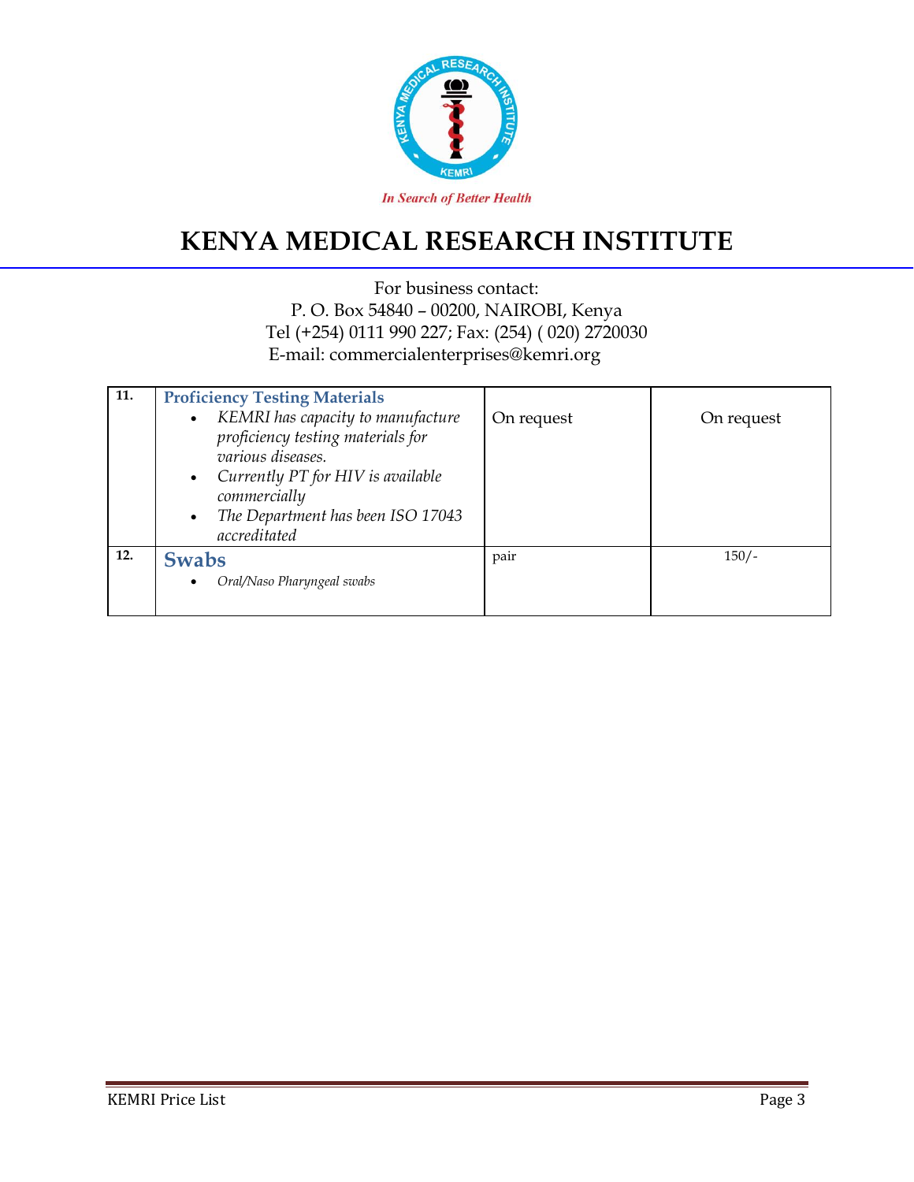In Search of Better Health

# KENYA MEDICAL RESEARCH INSTITUTE

For business contact:
P. O. Box 54840 – 00200, NAIROBI, Kenya
Tel (+254) 0111 990 227; Fax: (254) ( 020) 2720030
E-mail: commercialenterprises@kemri.org

| | | | |
|---|---|---|---|
| **11.** | **Proficiency Testing Materials**<br>• *KEMRI has capacity to manufacture proficiency testing materials for various diseases.*<br>• *Currently PT for HIV is available commercially*<br>• *The Department has been ISO 17043 accreditated* | On request | On request |
| **12.** | **Swabs**<br>• *Oral/Naso Pharyngeal swabs* | pair | 150/- |